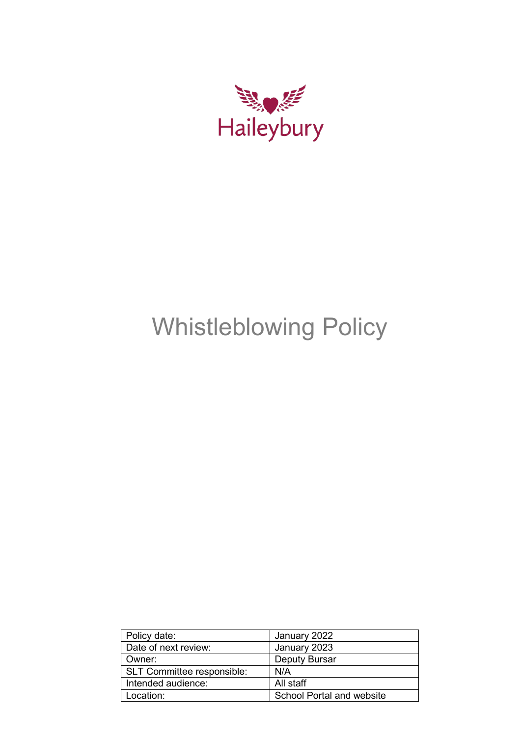Haileybury

# Whistleblowing Policy

| Policy date: | January 2022 |
|---|---|
| Date of next review: | January 2023 |
| Owner: | Deputy Bursar |
| SLT Committee responsible: | N/A |
| Intended audience: | All staff |
| Location: | School Portal and website |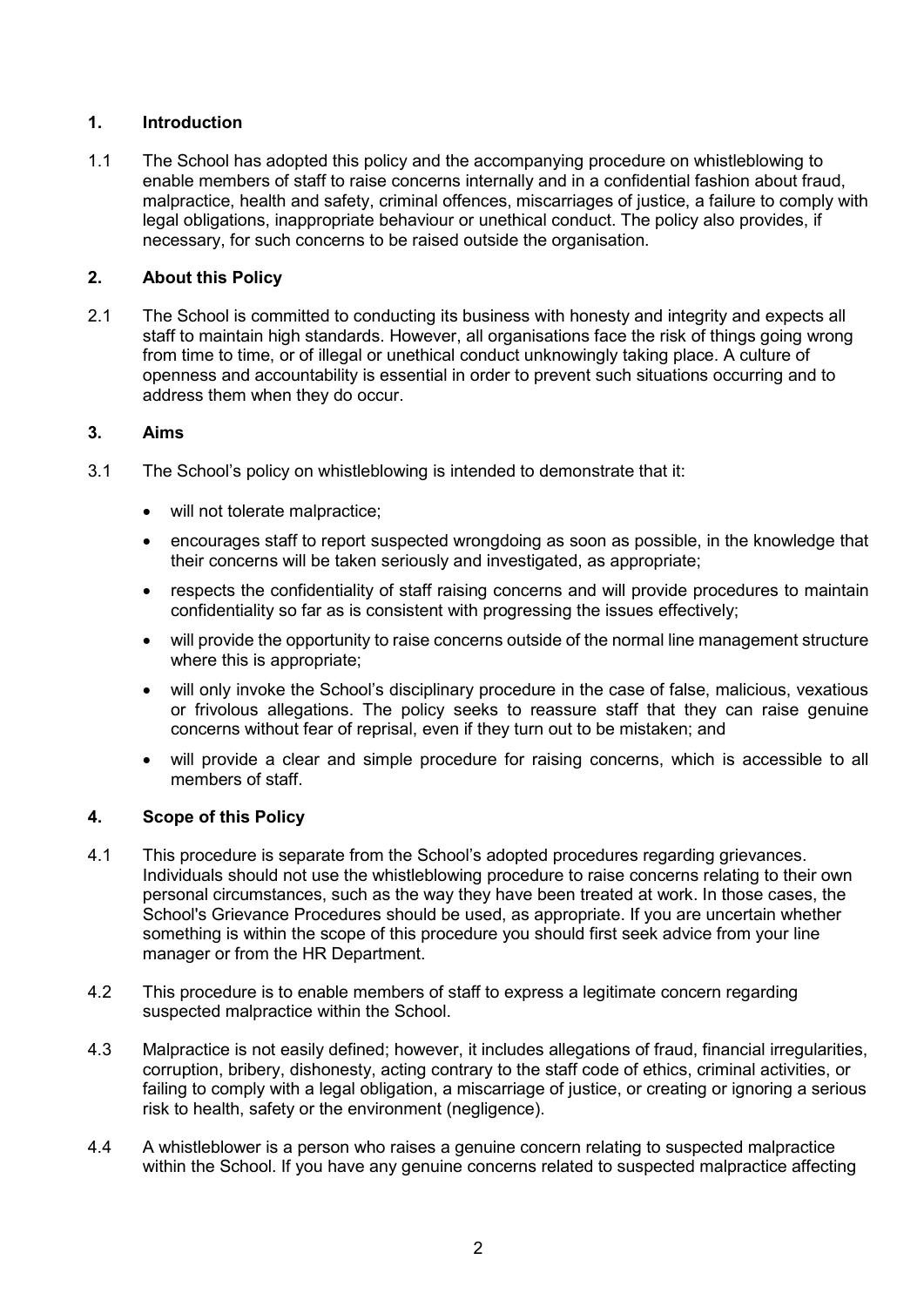## 1. Introduction

1.1 The School has adopted this policy and the accompanying procedure on whistleblowing to enable members of staff to raise concerns internally and in a confidential fashion about fraud, malpractice, health and safety, criminal offences, miscarriages of justice, a failure to comply with legal obligations, inappropriate behaviour or unethical conduct. The policy also provides, if necessary, for such concerns to be raised outside the organisation.

## 2. About this Policy

2.1 The School is committed to conducting its business with honesty and integrity and expects all staff to maintain high standards. However, all organisations face the risk of things going wrong from time to time, or of illegal or unethical conduct unknowingly taking place. A culture of openness and accountability is essential in order to prevent such situations occurring and to address them when they do occur.

## 3. Aims

3.1 The School's policy on whistleblowing is intended to demonstrate that it:

- will not tolerate malpractice;
- encourages staff to report suspected wrongdoing as soon as possible, in the knowledge that their concerns will be taken seriously and investigated, as appropriate;
- respects the confidentiality of staff raising concerns and will provide procedures to maintain confidentiality so far as is consistent with progressing the issues effectively;
- will provide the opportunity to raise concerns outside of the normal line management structure where this is appropriate;
- will only invoke the School's disciplinary procedure in the case of false, malicious, vexatious or frivolous allegations. The policy seeks to reassure staff that they can raise genuine concerns without fear of reprisal, even if they turn out to be mistaken; and
- will provide a clear and simple procedure for raising concerns, which is accessible to all members of staff.

## 4. Scope of this Policy

4.1 This procedure is separate from the School's adopted procedures regarding grievances. Individuals should not use the whistleblowing procedure to raise concerns relating to their own personal circumstances, such as the way they have been treated at work. In those cases, the School's Grievance Procedures should be used, as appropriate. If you are uncertain whether something is within the scope of this procedure you should first seek advice from your line manager or from the HR Department.

4.2 This procedure is to enable members of staff to express a legitimate concern regarding suspected malpractice within the School.

4.3 Malpractice is not easily defined; however, it includes allegations of fraud, financial irregularities, corruption, bribery, dishonesty, acting contrary to the staff code of ethics, criminal activities, or failing to comply with a legal obligation, a miscarriage of justice, or creating or ignoring a serious risk to health, safety or the environment (negligence).

4.4 A whistleblower is a person who raises a genuine concern relating to suspected malpractice within the School. If you have any genuine concerns related to suspected malpractice affecting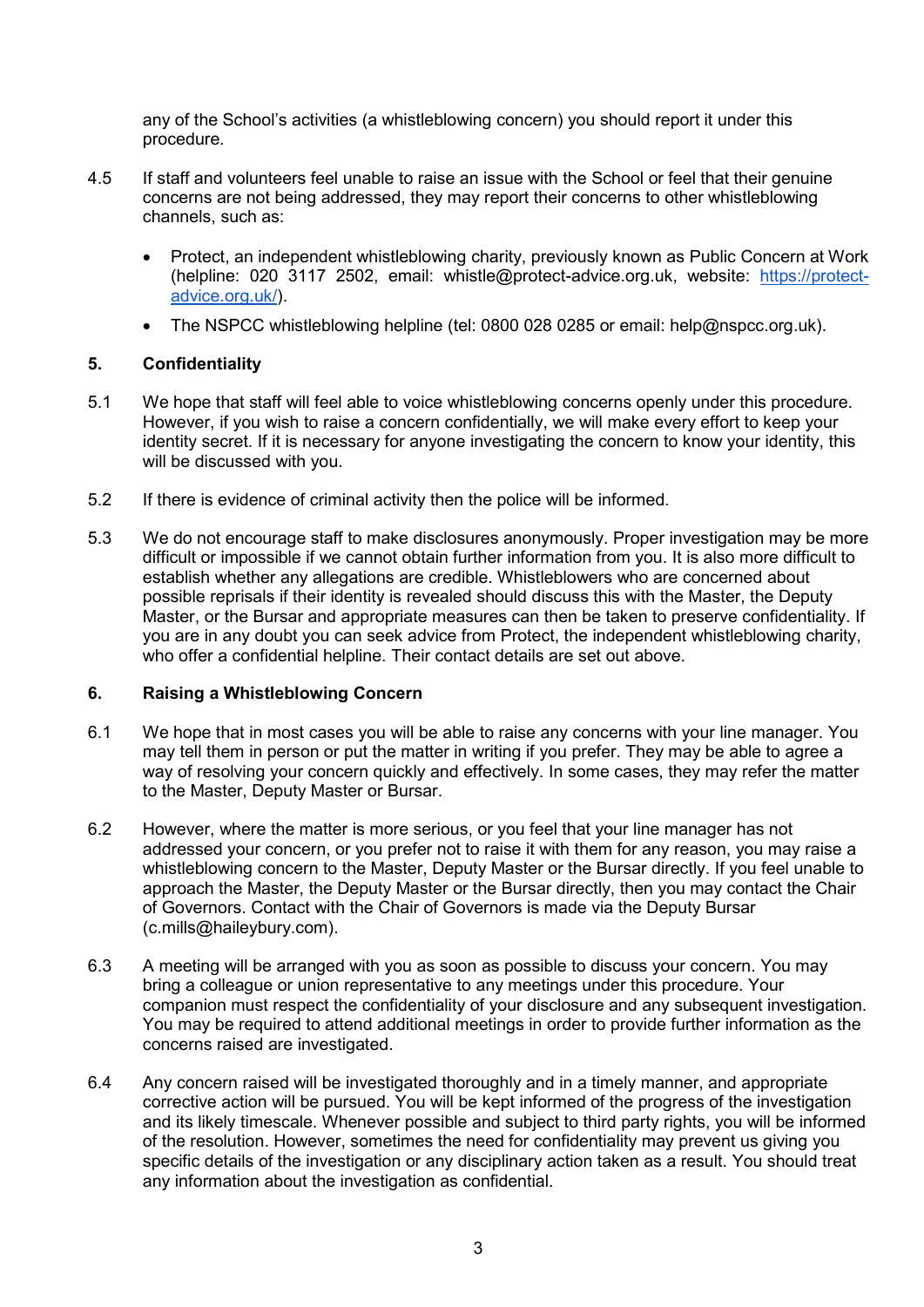any of the School's activities (a whistleblowing concern) you should report it under this procedure.

4.5 If staff and volunteers feel unable to raise an issue with the School or feel that their genuine concerns are not being addressed, they may report their concerns to other whistleblowing channels, such as:

- Protect, an independent whistleblowing charity, previously known as Public Concern at Work (helpline: 020 3117 2502, email: whistle@protect-advice.org.uk, website: [https://protect-advice.org.uk/](https://protect-advice.org.uk/)).
- The NSPCC whistleblowing helpline (tel: 0800 028 0285 or email: help@nspcc.org.uk).

## 5. Confidentiality

5.1 We hope that staff will feel able to voice whistleblowing concerns openly under this procedure. However, if you wish to raise a concern confidentially, we will make every effort to keep your identity secret. If it is necessary for anyone investigating the concern to know your identity, this will be discussed with you.

5.2 If there is evidence of criminal activity then the police will be informed.

5.3 We do not encourage staff to make disclosures anonymously. Proper investigation may be more difficult or impossible if we cannot obtain further information from you. It is also more difficult to establish whether any allegations are credible. Whistleblowers who are concerned about possible reprisals if their identity is revealed should discuss this with the Master, the Deputy Master, or the Bursar and appropriate measures can then be taken to preserve confidentiality. If you are in any doubt you can seek advice from Protect, the independent whistleblowing charity, who offer a confidential helpline. Their contact details are set out above.

## 6. Raising a Whistleblowing Concern

6.1 We hope that in most cases you will be able to raise any concerns with your line manager. You may tell them in person or put the matter in writing if you prefer. They may be able to agree a way of resolving your concern quickly and effectively. In some cases, they may refer the matter to the Master, Deputy Master or Bursar.

6.2 However, where the matter is more serious, or you feel that your line manager has not addressed your concern, or you prefer not to raise it with them for any reason, you may raise a whistleblowing concern to the Master, Deputy Master or the Bursar directly. If you feel unable to approach the Master, the Deputy Master or the Bursar directly, then you may contact the Chair of Governors. Contact with the Chair of Governors is made via the Deputy Bursar (c.mills@haileybury.com).

6.3 A meeting will be arranged with you as soon as possible to discuss your concern. You may bring a colleague or union representative to any meetings under this procedure. Your companion must respect the confidentiality of your disclosure and any subsequent investigation. You may be required to attend additional meetings in order to provide further information as the concerns raised are investigated.

6.4 Any concern raised will be investigated thoroughly and in a timely manner, and appropriate corrective action will be pursued. You will be kept informed of the progress of the investigation and its likely timescale. Whenever possible and subject to third party rights, you will be informed of the resolution. However, sometimes the need for confidentiality may prevent us giving you specific details of the investigation or any disciplinary action taken as a result. You should treat any information about the investigation as confidential.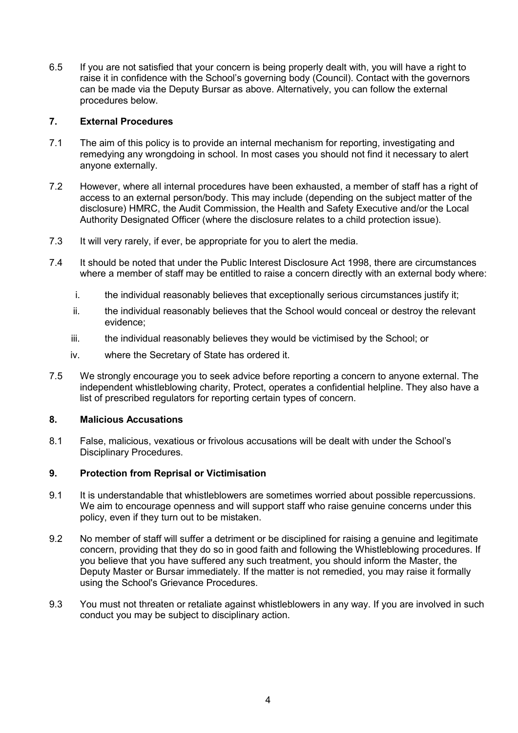6.5 If you are not satisfied that your concern is being properly dealt with, you will have a right to raise it in confidence with the School's governing body (Council). Contact with the governors can be made via the Deputy Bursar as above. Alternatively, you can follow the external procedures below.

## 7. External Procedures

7.1 The aim of this policy is to provide an internal mechanism for reporting, investigating and remedying any wrongdoing in school. In most cases you should not find it necessary to alert anyone externally.

7.2 However, where all internal procedures have been exhausted, a member of staff has a right of access to an external person/body. This may include (depending on the subject matter of the disclosure) HMRC, the Audit Commission, the Health and Safety Executive and/or the Local Authority Designated Officer (where the disclosure relates to a child protection issue).

7.3 It will very rarely, if ever, be appropriate for you to alert the media.

7.4 It should be noted that under the Public Interest Disclosure Act 1998, there are circumstances where a member of staff may be entitled to raise a concern directly with an external body where:

i. the individual reasonably believes that exceptionally serious circumstances justify it;

ii. the individual reasonably believes that the School would conceal or destroy the relevant evidence;

iii. the individual reasonably believes they would be victimised by the School; or

iv. where the Secretary of State has ordered it.

7.5 We strongly encourage you to seek advice before reporting a concern to anyone external. The independent whistleblowing charity, Protect, operates a confidential helpline. They also have a list of prescribed regulators for reporting certain types of concern.

## 8. Malicious Accusations

8.1 False, malicious, vexatious or frivolous accusations will be dealt with under the School's Disciplinary Procedures.

## 9. Protection from Reprisal or Victimisation

9.1 It is understandable that whistleblowers are sometimes worried about possible repercussions. We aim to encourage openness and will support staff who raise genuine concerns under this policy, even if they turn out to be mistaken.

9.2 No member of staff will suffer a detriment or be disciplined for raising a genuine and legitimate concern, providing that they do so in good faith and following the Whistleblowing procedures. If you believe that you have suffered any such treatment, you should inform the Master, the Deputy Master or Bursar immediately. If the matter is not remedied, you may raise it formally using the School's Grievance Procedures.

9.3 You must not threaten or retaliate against whistleblowers in any way. If you are involved in such conduct you may be subject to disciplinary action.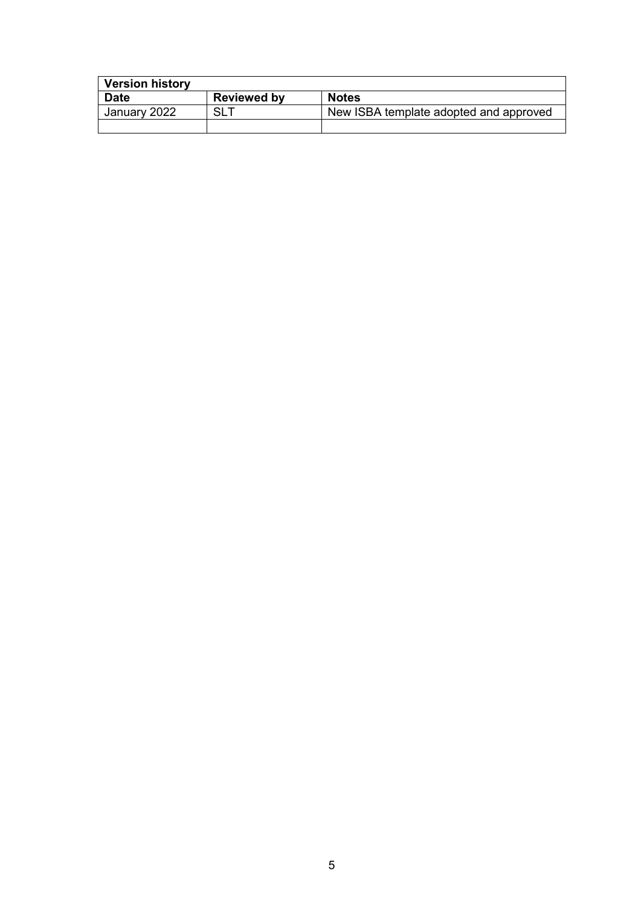| Version history | | |
|---|---|---|
| **Date** | **Reviewed by** | **Notes** |
| January 2022 | SLT | New ISBA template adopted and approved |
| | | |